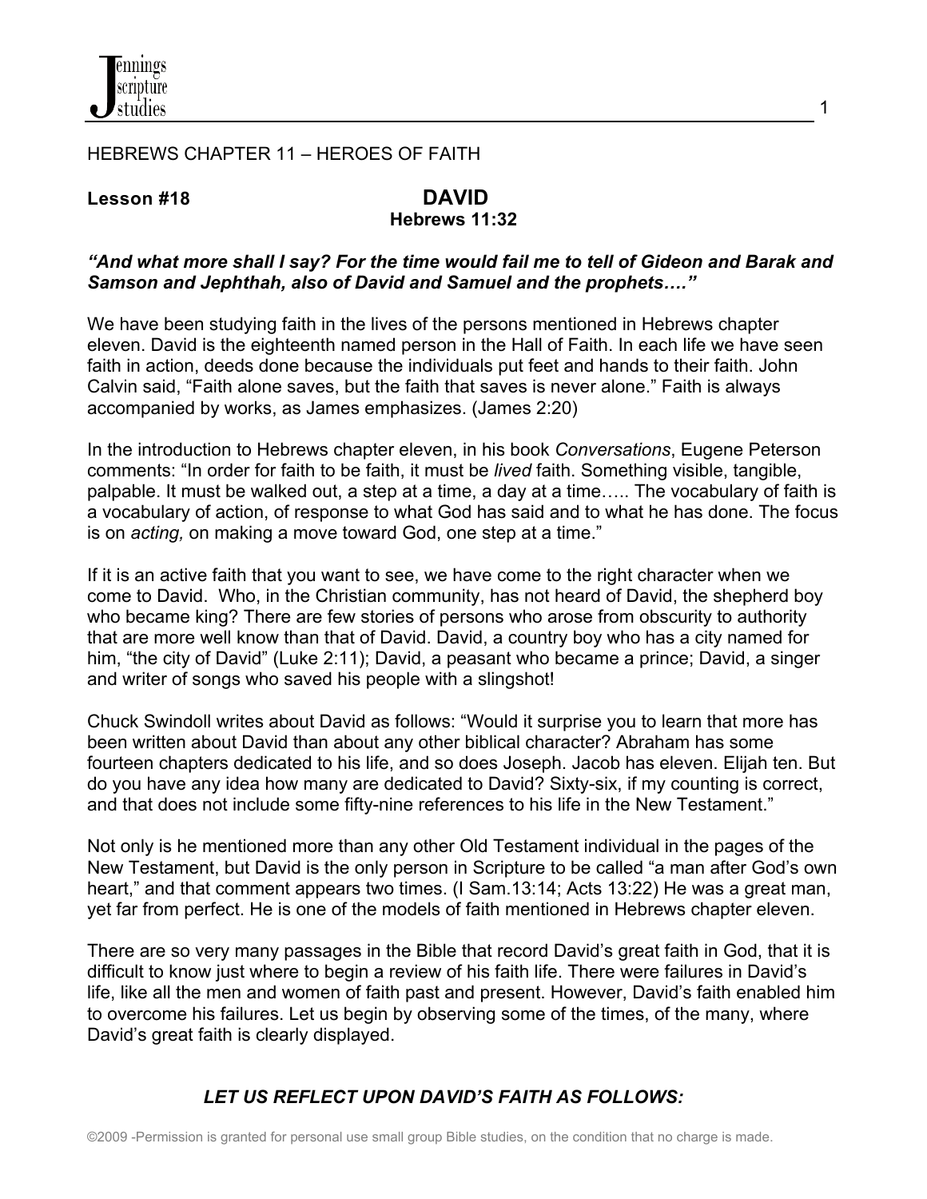HEBREWS CHAPTER 11 – HEROES OF FAITH

**Lesson #18**

# DAVID

**Hebrews 11:32**

***"And what more shall I say? For the time would fail me to tell of Gideon and Barak and Samson and Jephthah, also of David and Samuel and the prophets…."***

We have been studying faith in the lives of the persons mentioned in Hebrews chapter eleven. David is the eighteenth named person in the Hall of Faith. In each life we have seen faith in action, deeds done because the individuals put feet and hands to their faith. John Calvin said, "Faith alone saves, but the faith that saves is never alone." Faith is always accompanied by works, as James emphasizes. (James 2:20)

In the introduction to Hebrews chapter eleven, in his book *Conversations*, Eugene Peterson comments: "In order for faith to be faith, it must be *lived* faith. Something visible, tangible, palpable. It must be walked out, a step at a time, a day at a time….. The vocabulary of faith is a vocabulary of action, of response to what God has said and to what he has done. The focus is on *acting,* on making a move toward God, one step at a time."

If it is an active faith that you want to see, we have come to the right character when we come to David. Who, in the Christian community, has not heard of David, the shepherd boy who became king? There are few stories of persons who arose from obscurity to authority that are more well know than that of David. David, a country boy who has a city named for him, "the city of David" (Luke 2:11); David, a peasant who became a prince; David, a singer and writer of songs who saved his people with a slingshot!

Chuck Swindoll writes about David as follows: "Would it surprise you to learn that more has been written about David than about any other biblical character? Abraham has some fourteen chapters dedicated to his life, and so does Joseph. Jacob has eleven. Elijah ten. But do you have any idea how many are dedicated to David? Sixty-six, if my counting is correct, and that does not include some fifty-nine references to his life in the New Testament."

Not only is he mentioned more than any other Old Testament individual in the pages of the New Testament, but David is the only person in Scripture to be called "a man after God's own heart," and that comment appears two times. (I Sam.13:14; Acts 13:22) He was a great man, yet far from perfect. He is one of the models of faith mentioned in Hebrews chapter eleven.

There are so very many passages in the Bible that record David's great faith in God, that it is difficult to know just where to begin a review of his faith life. There were failures in David's life, like all the men and women of faith past and present. However, David's faith enabled him to overcome his failures. Let us begin by observing some of the times, of the many, where David's great faith is clearly displayed.

***LET US REFLECT UPON DAVID'S FAITH AS FOLLOWS:***

©2009 -Permission is granted for personal use small group Bible studies, on the condition that no charge is made.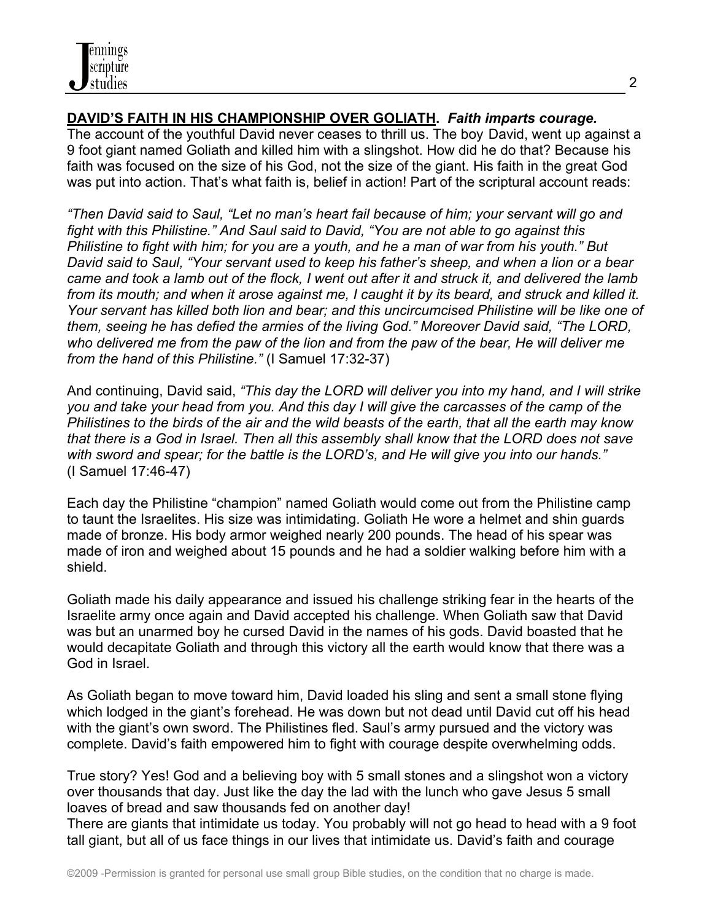**DAVID'S FAITH IN HIS CHAMPIONSHIP OVER GOLIATH.** ***Faith imparts courage.***
The account of the youthful David never ceases to thrill us. The boy David, went up against a 9 foot giant named Goliath and killed him with a slingshot. How did he do that? Because his faith was focused on the size of his God, not the size of the giant. His faith in the great God was put into action. That's what faith is, belief in action! Part of the scriptural account reads:

*"Then David said to Saul, "Let no man's heart fail because of him; your servant will go and fight with this Philistine." And Saul said to David, "You are not able to go against this Philistine to fight with him; for you are a youth, and he a man of war from his youth." But David said to Saul, "Your servant used to keep his father's sheep, and when a lion or a bear came and took a lamb out of the flock, I went out after it and struck it, and delivered the lamb from its mouth; and when it arose against me, I caught it by its beard, and struck and killed it. Your servant has killed both lion and bear; and this uncircumcised Philistine will be like one of them, seeing he has defied the armies of the living God." Moreover David said, "The LORD, who delivered me from the paw of the lion and from the paw of the bear, He will deliver me from the hand of this Philistine."* (I Samuel 17:32-37)

And continuing, David said, *"This day the LORD will deliver you into my hand, and I will strike you and take your head from you. And this day I will give the carcasses of the camp of the Philistines to the birds of the air and the wild beasts of the earth, that all the earth may know that there is a God in Israel. Then all this assembly shall know that the LORD does not save with sword and spear; for the battle is the LORD's, and He will give you into our hands."* (I Samuel 17:46-47)

Each day the Philistine "champion" named Goliath would come out from the Philistine camp to taunt the Israelites. His size was intimidating. Goliath He wore a helmet and shin guards made of bronze. His body armor weighed nearly 200 pounds. The head of his spear was made of iron and weighed about 15 pounds and he had a soldier walking before him with a shield.

Goliath made his daily appearance and issued his challenge striking fear in the hearts of the Israelite army once again and David accepted his challenge. When Goliath saw that David was but an unarmed boy he cursed David in the names of his gods. David boasted that he would decapitate Goliath and through this victory all the earth would know that there was a God in Israel.

As Goliath began to move toward him, David loaded his sling and sent a small stone flying which lodged in the giant's forehead. He was down but not dead until David cut off his head with the giant's own sword. The Philistines fled. Saul's army pursued and the victory was complete. David's faith empowered him to fight with courage despite overwhelming odds.

True story? Yes! God and a believing boy with 5 small stones and a slingshot won a victory over thousands that day. Just like the day the lad with the lunch who gave Jesus 5 small loaves of bread and saw thousands fed on another day!
There are giants that intimidate us today. You probably will not go head to head with a 9 foot tall giant, but all of us face things in our lives that intimidate us. David's faith and courage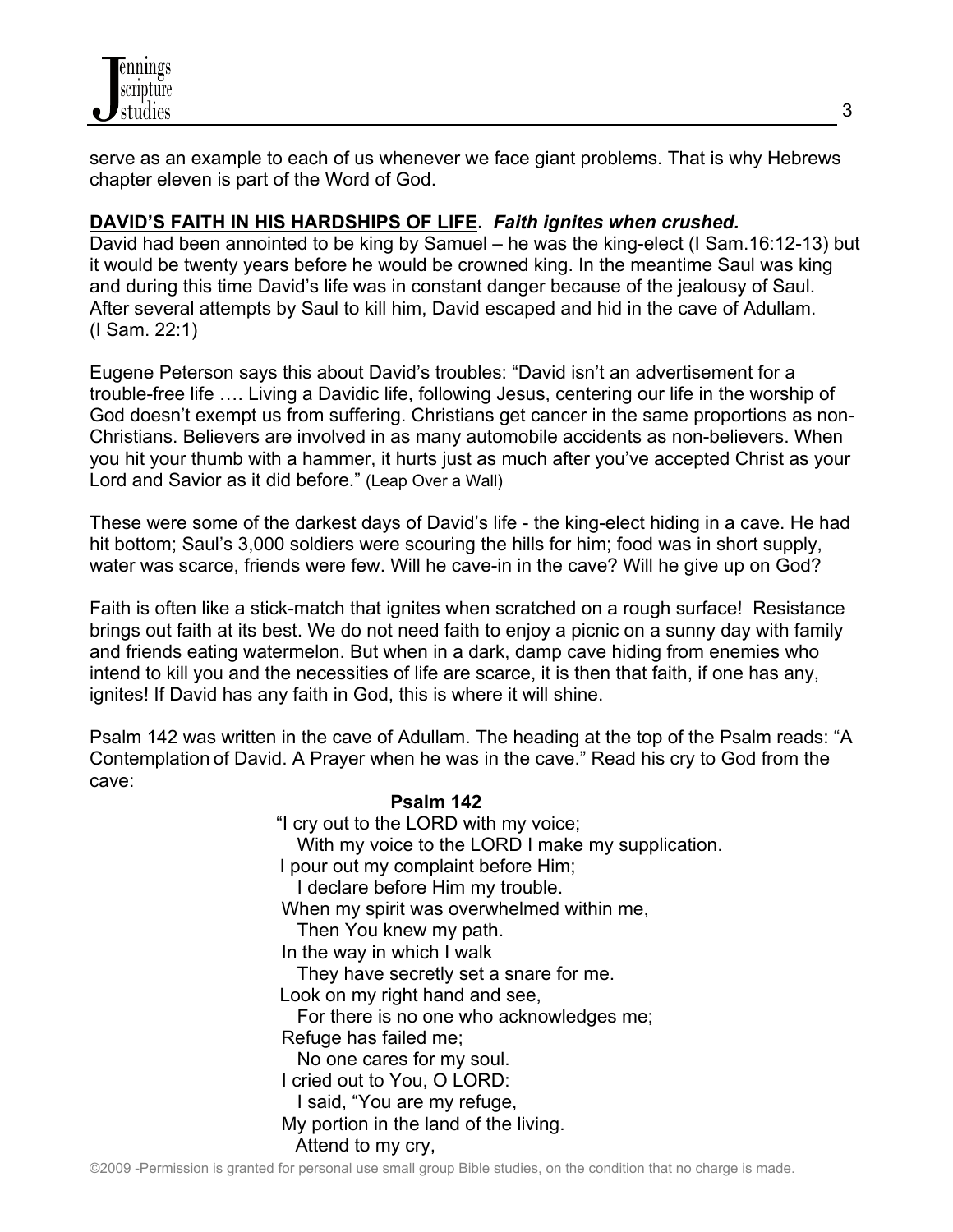serve as an example to each of us whenever we face giant problems. That is why Hebrews chapter eleven is part of the Word of God.

**<u>DAVID'S FAITH IN HIS HARDSHIPS OF LIFE</u>.** ***Faith ignites when crushed.***

David had been annointed to be king by Samuel – he was the king-elect (I Sam.16:12-13) but it would be twenty years before he would be crowned king. In the meantime Saul was king and during this time David's life was in constant danger because of the jealousy of Saul. After several attempts by Saul to kill him, David escaped and hid in the cave of Adullam. (I Sam. 22:1)

Eugene Peterson says this about David's troubles: "David isn't an advertisement for a trouble-free life …. Living a Davidic life, following Jesus, centering our life in the worship of God doesn't exempt us from suffering. Christians get cancer in the same proportions as non-Christians. Believers are involved in as many automobile accidents as non-believers. When you hit your thumb with a hammer, it hurts just as much after you've accepted Christ as your Lord and Savior as it did before." (Leap Over a Wall)

These were some of the darkest days of David's life - the king-elect hiding in a cave. He had hit bottom; Saul's 3,000 soldiers were scouring the hills for him; food was in short supply, water was scarce, friends were few. Will he cave-in in the cave? Will he give up on God?

Faith is often like a stick-match that ignites when scratched on a rough surface! Resistance brings out faith at its best. We do not need faith to enjoy a picnic on a sunny day with family and friends eating watermelon. But when in a dark, damp cave hiding from enemies who intend to kill you and the necessities of life are scarce, it is then that faith, if one has any, ignites! If David has any faith in God, this is where it will shine.

Psalm 142 was written in the cave of Adullam. The heading at the top of the Psalm reads: "A Contemplation of David. A Prayer when he was in the cave." Read his cry to God from the cave:

**Psalm 142**

"I cry out to the LORD with my voice;
With my voice to the LORD I make my supplication.
I pour out my complaint before Him;
I declare before Him my trouble.
When my spirit was overwhelmed within me,
Then You knew my path.
In the way in which I walk
They have secretly set a snare for me.
Look on my right hand and see,
For there is no one who acknowledges me;
Refuge has failed me;
No one cares for my soul.
I cried out to You, O LORD:
I said, "You are my refuge,
My portion in the land of the living.
Attend to my cry,

©2009 -Permission is granted for personal use small group Bible studies, on the condition that no charge is made.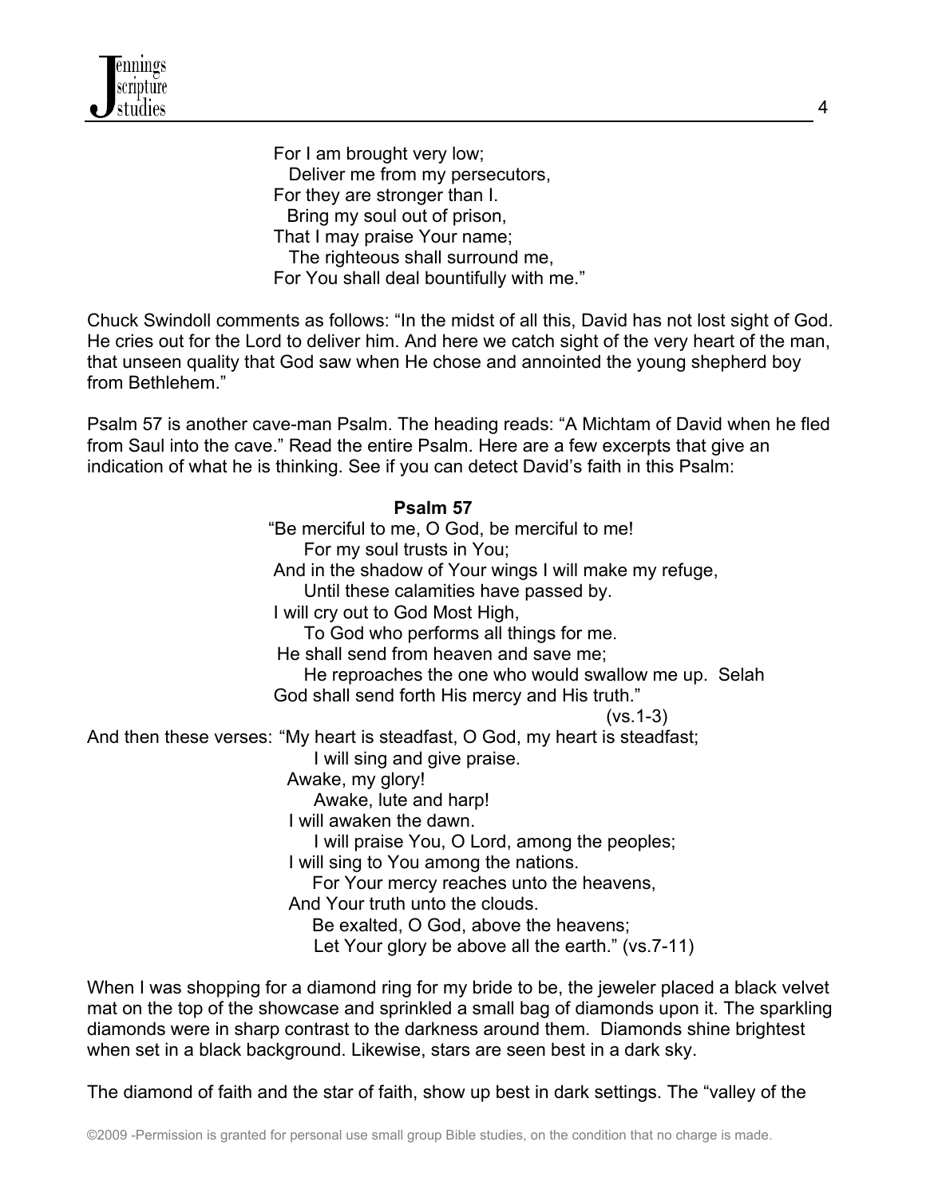For I am brought very low;
Deliver me from my persecutors,
For they are stronger than I.
Bring my soul out of prison,
That I may praise Your name;
The righteous shall surround me,
For You shall deal bountifully with me."

Chuck Swindoll comments as follows: "In the midst of all this, David has not lost sight of God. He cries out for the Lord to deliver him. And here we catch sight of the very heart of the man, that unseen quality that God saw when He chose and annointed the young shepherd boy from Bethlehem."

Psalm 57 is another cave-man Psalm. The heading reads: "A Michtam of David when he fled from Saul into the cave." Read the entire Psalm. Here are a few excerpts that give an indication of what he is thinking. See if you can detect David's faith in this Psalm:

**Psalm 57**

"Be merciful to me, O God, be merciful to me!
For my soul trusts in You;
And in the shadow of Your wings I will make my refuge,
Until these calamities have passed by.
I will cry out to God Most High,
To God who performs all things for me.
He shall send from heaven and save me;
He reproaches the one who would swallow me up. Selah
God shall send forth His mercy and His truth."
(vs.1-3)

And then these verses: "My heart is steadfast, O God, my heart is steadfast;
I will sing and give praise.
Awake, my glory!
Awake, lute and harp!
I will awaken the dawn.
I will praise You, O Lord, among the peoples;
I will sing to You among the nations.
For Your mercy reaches unto the heavens,
And Your truth unto the clouds.
Be exalted, O God, above the heavens;
Let Your glory be above all the earth." (vs.7-11)

When I was shopping for a diamond ring for my bride to be, the jeweler placed a black velvet mat on the top of the showcase and sprinkled a small bag of diamonds upon it. The sparkling diamonds were in sharp contrast to the darkness around them. Diamonds shine brightest when set in a black background. Likewise, stars are seen best in a dark sky.

The diamond of faith and the star of faith, show up best in dark settings. The "valley of the

©2009 -Permission is granted for personal use small group Bible studies, on the condition that no charge is made.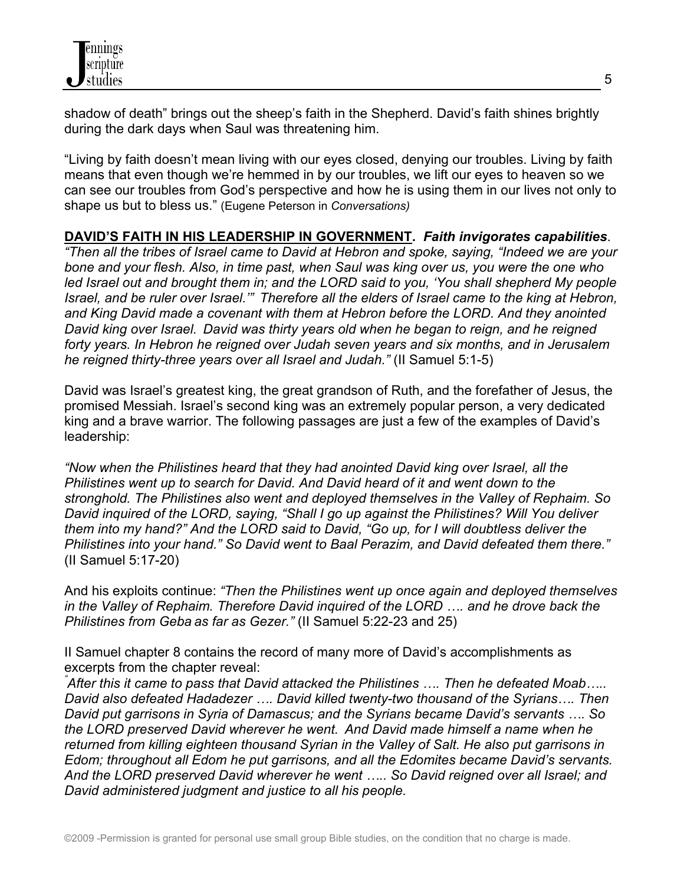shadow of death" brings out the sheep's faith in the Shepherd. David's faith shines brightly during the dark days when Saul was threatening him.

"Living by faith doesn't mean living with our eyes closed, denying our troubles. Living by faith means that even though we're hemmed in by our troubles, we lift our eyes to heaven so we can see our troubles from God's perspective and how he is using them in our lives not only to shape us but to bless us." (Eugene Peterson in *Conversations)*

**DAVID'S FAITH IN HIS LEADERSHIP IN GOVERNMENT.** ***Faith invigorates capabilities***.
*"Then all the tribes of Israel came to David at Hebron and spoke, saying, "Indeed we are your bone and your flesh. Also, in time past, when Saul was king over us, you were the one who led Israel out and brought them in; and the LORD said to you, 'You shall shepherd My people Israel, and be ruler over Israel.'" Therefore all the elders of Israel came to the king at Hebron, and King David made a covenant with them at Hebron before the LORD. And they anointed David king over Israel. David was thirty years old when he began to reign, and he reigned forty years. In Hebron he reigned over Judah seven years and six months, and in Jerusalem he reigned thirty-three years over all Israel and Judah."* (II Samuel 5:1-5)

David was Israel's greatest king, the great grandson of Ruth, and the forefather of Jesus, the promised Messiah. Israel's second king was an extremely popular person, a very dedicated king and a brave warrior. The following passages are just a few of the examples of David's leadership:

*"Now when the Philistines heard that they had anointed David king over Israel, all the Philistines went up to search for David. And David heard of it and went down to the stronghold. The Philistines also went and deployed themselves in the Valley of Rephaim. So David inquired of the LORD, saying, "Shall I go up against the Philistines? Will You deliver them into my hand?" And the LORD said to David, "Go up, for I will doubtless deliver the Philistines into your hand." So David went to Baal Perazim, and David defeated them there."* (II Samuel 5:17-20)

And his exploits continue: *"Then the Philistines went up once again and deployed themselves in the Valley of Rephaim. Therefore David inquired of the LORD …. and he drove back the Philistines from Geba as far as Gezer."* (II Samuel 5:22-23 and 25)

II Samuel chapter 8 contains the record of many more of David's accomplishments as excerpts from the chapter reveal:
*"After this it came to pass that David attacked the Philistines …. Then he defeated Moab….. David also defeated Hadadezer …. David killed twenty-two thousand of the Syrians…. Then David put garrisons in Syria of Damascus; and the Syrians became David's servants …. So the LORD preserved David wherever he went. And David made himself a name when he returned from killing eighteen thousand Syrian in the Valley of Salt. He also put garrisons in Edom; throughout all Edom he put garrisons, and all the Edomites became David's servants. And the LORD preserved David wherever he went ….. So David reigned over all Israel; and David administered judgment and justice to all his people.*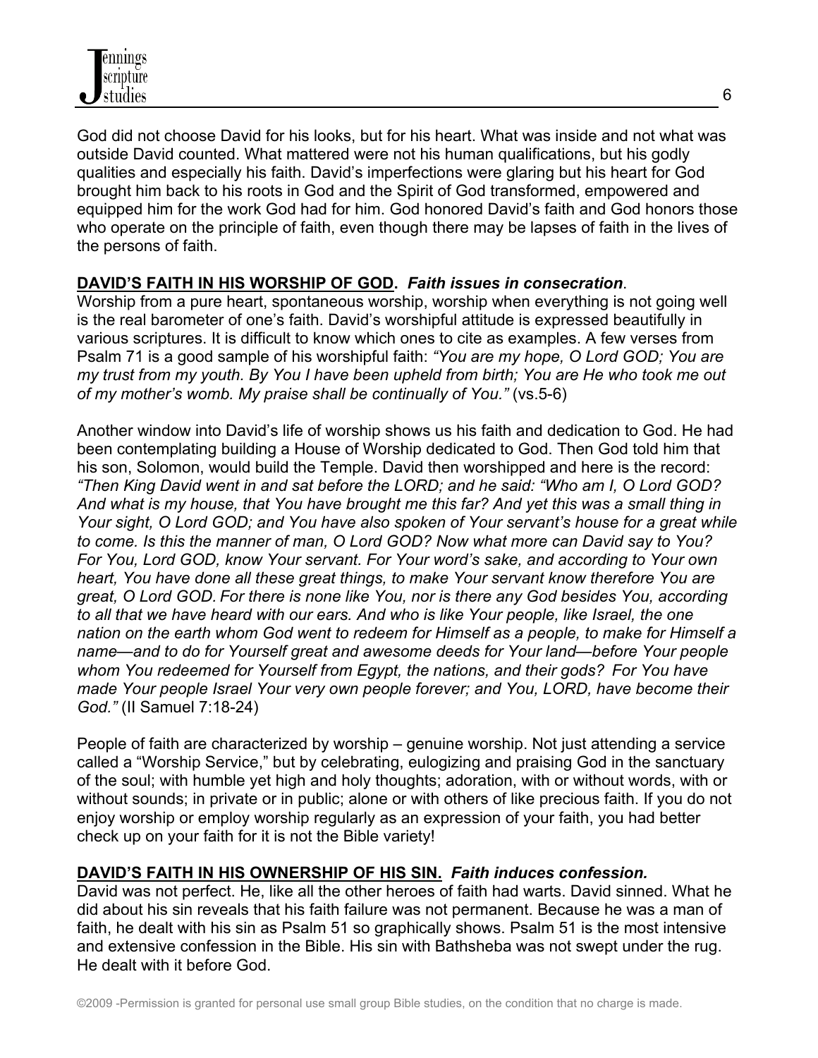God did not choose David for his looks, but for his heart. What was inside and not what was outside David counted. What mattered were not his human qualifications, but his godly qualities and especially his faith. David's imperfections were glaring but his heart for God brought him back to his roots in God and the Spirit of God transformed, empowered and equipped him for the work God had for him. God honored David's faith and God honors those who operate on the principle of faith, even though there may be lapses of faith in the lives of the persons of faith.

**DAVID'S FAITH IN HIS WORSHIP OF GOD.** ***Faith issues in consecration*.**

Worship from a pure heart, spontaneous worship, worship when everything is not going well is the real barometer of one's faith. David's worshipful attitude is expressed beautifully in various scriptures. It is difficult to know which ones to cite as examples. A few verses from Psalm 71 is a good sample of his worshipful faith: *"You are my hope, O Lord GOD; You are my trust from my youth. By You I have been upheld from birth; You are He who took me out of my mother's womb. My praise shall be continually of You."* (vs.5-6)

Another window into David's life of worship shows us his faith and dedication to God. He had been contemplating building a House of Worship dedicated to God. Then God told him that his son, Solomon, would build the Temple. David then worshipped and here is the record: *"Then King David went in and sat before the LORD; and he said: "Who am I, O Lord GOD? And what is my house, that You have brought me this far? And yet this was a small thing in Your sight, O Lord GOD; and You have also spoken of Your servant's house for a great while to come. Is this the manner of man, O Lord GOD? Now what more can David say to You? For You, Lord GOD, know Your servant. For Your word's sake, and according to Your own heart, You have done all these great things, to make Your servant know therefore You are great, O Lord GOD. For there is none like You, nor is there any God besides You, according to all that we have heard with our ears. And who is like Your people, like Israel, the one nation on the earth whom God went to redeem for Himself as a people, to make for Himself a name—and to do for Yourself great and awesome deeds for Your land—before Your people whom You redeemed for Yourself from Egypt, the nations, and their gods? For You have made Your people Israel Your very own people forever; and You, LORD, have become their God."* (II Samuel 7:18-24)

People of faith are characterized by worship – genuine worship. Not just attending a service called a "Worship Service," but by celebrating, eulogizing and praising God in the sanctuary of the soul; with humble yet high and holy thoughts; adoration, with or without words, with or without sounds; in private or in public; alone or with others of like precious faith. If you do not enjoy worship or employ worship regularly as an expression of your faith, you had better check up on your faith for it is not the Bible variety!

**DAVID'S FAITH IN HIS OWNERSHIP OF HIS SIN.** ***Faith induces confession.***

David was not perfect. He, like all the other heroes of faith had warts. David sinned. What he did about his sin reveals that his faith failure was not permanent. Because he was a man of faith, he dealt with his sin as Psalm 51 so graphically shows. Psalm 51 is the most intensive and extensive confession in the Bible. His sin with Bathsheba was not swept under the rug. He dealt with it before God.

©2009 -Permission is granted for personal use small group Bible studies, on the condition that no charge is made.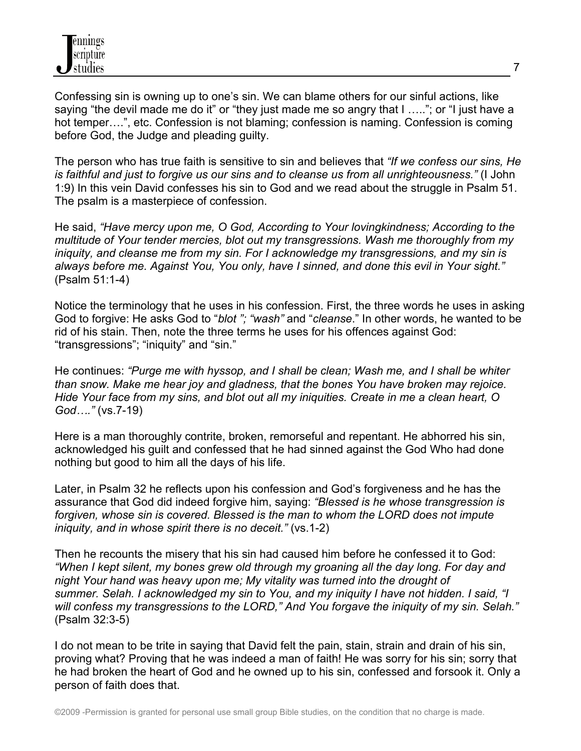Confessing sin is owning up to one's sin. We can blame others for our sinful actions, like saying "the devil made me do it" or "they just made me so angry that I ….."; or "I just have a hot temper….", etc. Confession is not blaming; confession is naming. Confession is coming before God, the Judge and pleading guilty.

The person who has true faith is sensitive to sin and believes that *"If we confess our sins, He is faithful and just to forgive us our sins and to cleanse us from all unrighteousness."* (I John 1:9) In this vein David confesses his sin to God and we read about the struggle in Psalm 51. The psalm is a masterpiece of confession.

He said, *"Have mercy upon me, O God, According to Your lovingkindness; According to the multitude of Your tender mercies, blot out my transgressions. Wash me thoroughly from my iniquity, and cleanse me from my sin. For I acknowledge my transgressions, and my sin is always before me. Against You, You only, have I sinned, and done this evil in Your sight."* (Psalm 51:1-4)

Notice the terminology that he uses in his confession. First, the three words he uses in asking God to forgive: He asks God to "*blot "; "wash"* and "*cleanse*." In other words, he wanted to be rid of his stain. Then, note the three terms he uses for his offences against God: "transgressions"; "iniquity" and "sin."

He continues: *"Purge me with hyssop, and I shall be clean; Wash me, and I shall be whiter than snow. Make me hear joy and gladness, that the bones You have broken may rejoice. Hide Your face from my sins, and blot out all my iniquities. Create in me a clean heart, O God…."* (vs.7-19)

Here is a man thoroughly contrite, broken, remorseful and repentant. He abhorred his sin, acknowledged his guilt and confessed that he had sinned against the God Who had done nothing but good to him all the days of his life.

Later, in Psalm 32 he reflects upon his confession and God's forgiveness and he has the assurance that God did indeed forgive him, saying: *"Blessed is he whose transgression is forgiven, whose sin is covered. Blessed is the man to whom the LORD does not impute iniquity, and in whose spirit there is no deceit."* (vs.1-2)

Then he recounts the misery that his sin had caused him before he confessed it to God: *"When I kept silent, my bones grew old through my groaning all the day long. For day and night Your hand was heavy upon me; My vitality was turned into the drought of summer. Selah. I acknowledged my sin to You, and my iniquity I have not hidden. I said, "I will confess my transgressions to the LORD," And You forgave the iniquity of my sin. Selah."* (Psalm 32:3-5)

I do not mean to be trite in saying that David felt the pain, stain, strain and drain of his sin, proving what? Proving that he was indeed a man of faith! He was sorry for his sin; sorry that he had broken the heart of God and he owned up to his sin, confessed and forsook it. Only a person of faith does that.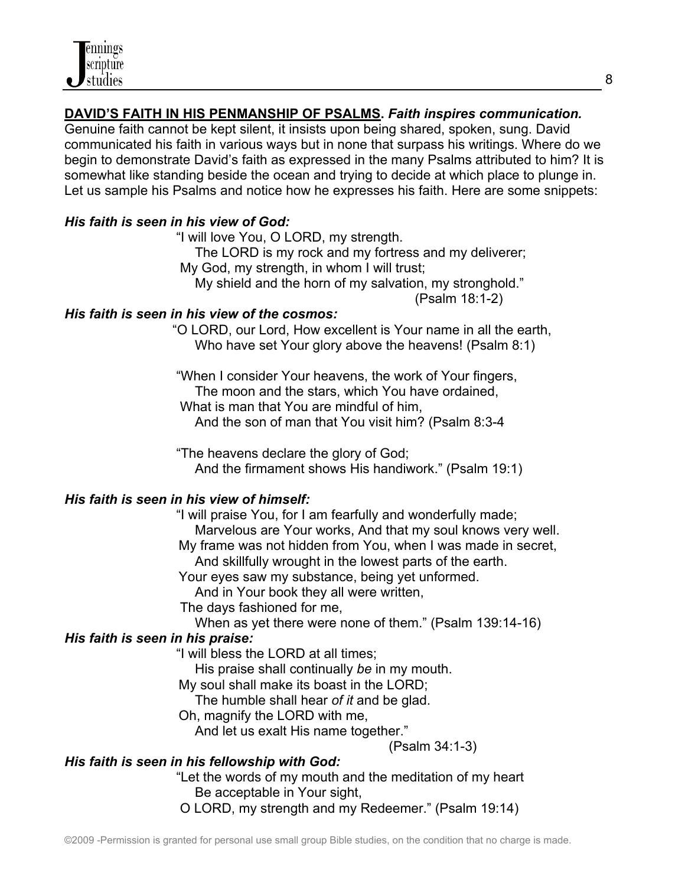**DAVID'S FAITH IN HIS PENMANSHIP OF PSALMS.** ***Faith inspires communication.*** Genuine faith cannot be kept silent, it insists upon being shared, spoken, sung. David communicated his faith in various ways but in none that surpass his writings. Where do we begin to demonstrate David's faith as expressed in the many Psalms attributed to him? It is somewhat like standing beside the ocean and trying to decide at which place to plunge in. Let us sample his Psalms and notice how he expresses his faith. Here are some snippets:

***His faith is seen in his view of God:***

"I will love You, O LORD, my strength.
The LORD is my rock and my fortress and my deliverer;
My God, my strength, in whom I will trust;
My shield and the horn of my salvation, my stronghold."
(Psalm 18:1-2)

***His faith is seen in his view of the cosmos:***

"O LORD, our Lord, How excellent is Your name in all the earth,
Who have set Your glory above the heavens! (Psalm 8:1)

"When I consider Your heavens, the work of Your fingers,
The moon and the stars, which You have ordained,
What is man that You are mindful of him,
And the son of man that You visit him? (Psalm 8:3-4

"The heavens declare the glory of God;
And the firmament shows His handiwork." (Psalm 19:1)

***His faith is seen in his view of himself:***

"I will praise You, for I am fearfully and wonderfully made;
Marvelous are Your works, And that my soul knows very well.
My frame was not hidden from You, when I was made in secret,
And skillfully wrought in the lowest parts of the earth.
Your eyes saw my substance, being yet unformed.
And in Your book they all were written,
The days fashioned for me,
When as yet there were none of them." (Psalm 139:14-16)

***His faith is seen in his praise:***

"I will bless the LORD at all times;
His praise shall continually *be* in my mouth.
My soul shall make its boast in the LORD;
The humble shall hear *of it* and be glad.
Oh, magnify the LORD with me,
And let us exalt His name together."
(Psalm 34:1-3)

***His faith is seen in his fellowship with God:***

"Let the words of my mouth and the meditation of my heart
Be acceptable in Your sight,
O LORD, my strength and my Redeemer." (Psalm 19:14)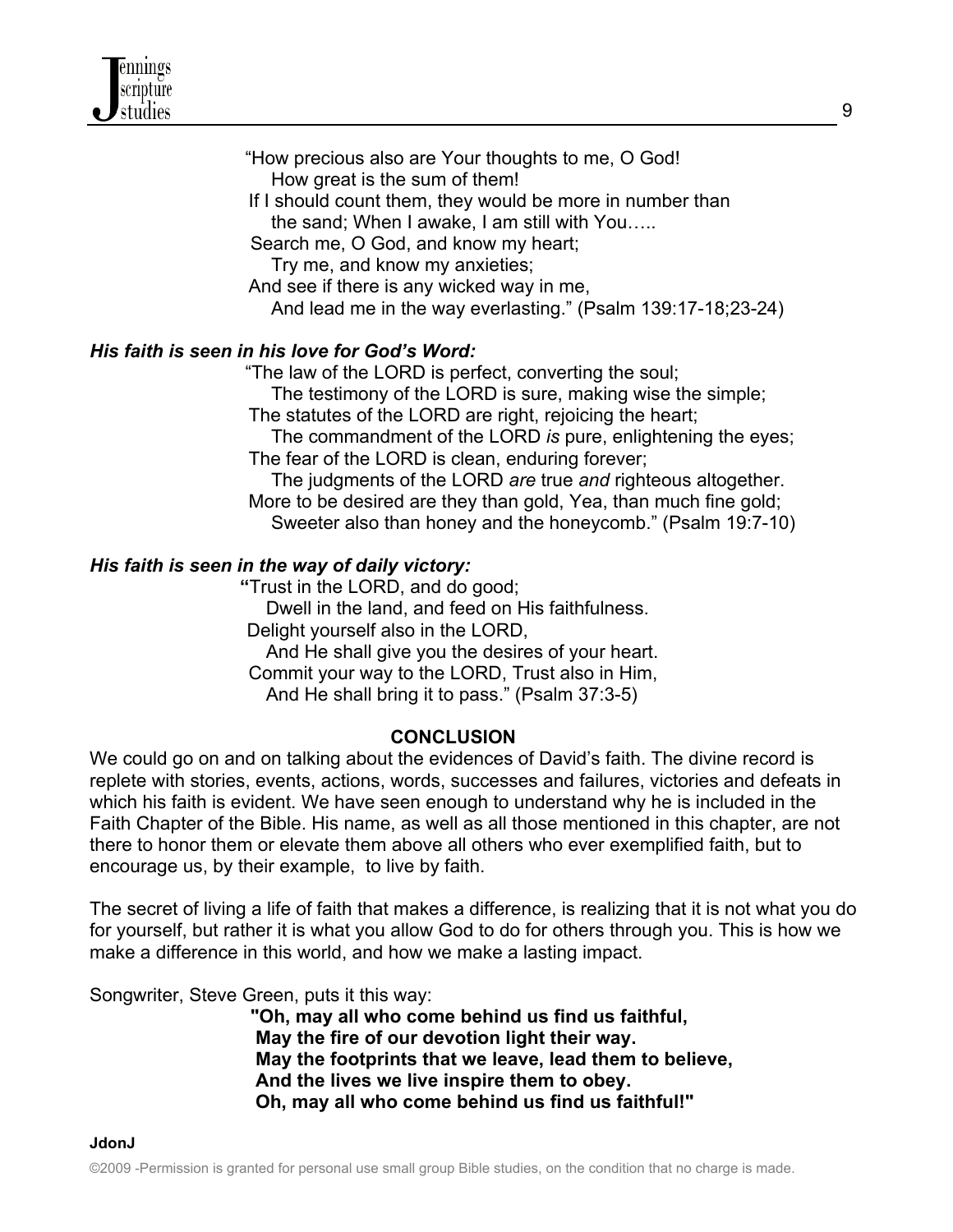"How precious also are Your thoughts to me, O God!
How great is the sum of them!
If I should count them, they would be more in number than
the sand; When I awake, I am still with You…..
Search me, O God, and know my heart;
Try me, and know my anxieties;
And see if there is any wicked way in me,
And lead me in the way everlasting." (Psalm 139:17-18;23-24)

***His faith is seen in his love for God's Word:***

"The law of the LORD is perfect, converting the soul;
The testimony of the LORD is sure, making wise the simple;
The statutes of the LORD are right, rejoicing the heart;
The commandment of the LORD *is* pure, enlightening the eyes;
The fear of the LORD is clean, enduring forever;
The judgments of the LORD *are* true *and* righteous altogether.
More to be desired are they than gold, Yea, than much fine gold;
Sweeter also than honey and the honeycomb." (Psalm 19:7-10)

***His faith is seen in the way of daily victory:***

**"**Trust in the LORD, and do good;
Dwell in the land, and feed on His faithfulness.
Delight yourself also in the LORD,
And He shall give you the desires of your heart.
Commit your way to the LORD, Trust also in Him,
And He shall bring it to pass." (Psalm 37:3-5)

## CONCLUSION

We could go on and on talking about the evidences of David's faith. The divine record is replete with stories, events, actions, words, successes and failures, victories and defeats in which his faith is evident. We have seen enough to understand why he is included in the Faith Chapter of the Bible. His name, as well as all those mentioned in this chapter, are not there to honor them or elevate them above all others who ever exemplified faith, but to encourage us, by their example, to live by faith.

The secret of living a life of faith that makes a difference, is realizing that it is not what you do for yourself, but rather it is what you allow God to do for others through you. This is how we make a difference in this world, and how we make a lasting impact.

Songwriter, Steve Green, puts it this way:

**"Oh, may all who come behind us find us faithful,
May the fire of our devotion light their way.
May the footprints that we leave, lead them to believe,
And the lives we live inspire them to obey.
Oh, may all who come behind us find us faithful!"**

**JdonJ**

©2009 -Permission is granted for personal use small group Bible studies, on the condition that no charge is made.